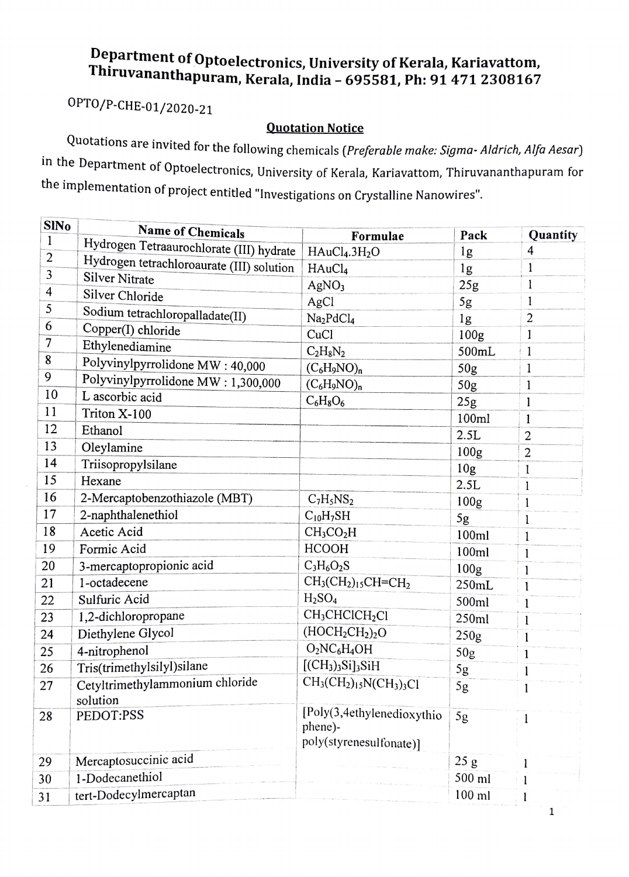# Department of Optoelectronics, University of Kerala, Kariavattom, Thiruvananthapuram, Kerala, India – 695581, Ph: 91 471 2308167

OPTO/P-CHE-01/2020-21

## Quotation Notice

Quotations are invited for the following chemicals (*Preferable make: Sigma- Aldrich, Alfa Aesar*) in the Department of Optoelectronics, University of Kerala, Kariavattom, Thiruvananthapuram for the implementation of project entitled "Investigations on Crystalline Nanowires".

| SlNo | Name of Chemicals | Formulae | Pack | Quantity |
|---|---|---|---|---|
| 1 | Hydrogen Tetraaurochlorate (III) hydrate | $HAuCl_4.3H_2O$ | 1g | 4 |
| 2 | Hydrogen tetrachloroaurate (III) solution | $HAuCl_4$ | 1g | 1 |
| 3 | Silver Nitrate | $AgNO_3$ | 25g | 1 |
| 4 | Silver Chloride | $AgCl$ | 5g | 1 |
| 5 | Sodium tetrachloropalladate(II) | $Na_2PdCl_4$ | 1g | 2 |
| 6 | Copper(I) chloride | $CuCl$ | 100g | 1 |
| 7 | Ethylenediamine | $C_2H_8N_2$ | 500mL | 1 |
| 8 | Polyvinylpyrrolidone MW : 40,000 | $(C_6H_9NO)_n$ | 50g | 1 |
| 9 | Polyvinylpyrrolidone MW : 1,300,000 | $(C_6H_9NO)_n$ | 50g | 1 |
| 10 | L ascorbic acid | $C_6H_8O_6$ | 25g | 1 |
| 11 | Triton X-100 | | 100ml | 1 |
| 12 | Ethanol | | 2.5L | 2 |
| 13 | Oleylamine | | 100g | 2 |
| 14 | Triisopropylsilane | | 10g | 1 |
| 15 | Hexane | | 2.5L | 1 |
| 16 | 2-Mercaptobenzothiazole (MBT) | $C_7H_5NS_2$ | 100g | 1 |
| 17 | 2-naphthalenethiol | $C_{10}H_7SH$ | 5g | 1 |
| 18 | Acetic Acid | $CH_3CO_2H$ | 100ml | 1 |
| 19 | Formic Acid | $HCOOH$ | 100ml | 1 |
| 20 | 3-mercaptopropionic acid | $C_3H_6O_2S$ | 100g | 1 |
| 21 | 1-octadecene | $CH_3(CH_2)_{15}CH=CH_2$ | 250mL | 1 |
| 22 | Sulfuric Acid | $H_2SO_4$ | 500ml | 1 |
| 23 | 1,2-dichloropropane | $CH_3CHClCH_2Cl$ | 250ml | 1 |
| 24 | Diethylene Glycol | $(HOCH_2CH_2)_2O$ | 250g | 1 |
| 25 | 4-nitrophenol | $O_2NC_6H_4OH$ | 50g | 1 |
| 26 | Tris(trimethylsilyl)silane | $[(CH_3)_3Si]_3SiH$ | 5g | 1 |
| 27 | Cetyltrimethylammonium chloride solution | $CH_3(CH_2)_{15}N(CH_3)_3Cl$ | 5g | 1 |
| 28 | PEDOT:PSS | [Poly(3,4ethylenedioxythiophene)-poly(styrenesulfonate)] | 5g | 1 |
| 29 | Mercaptosuccinic acid | | 25 g | 1 |
| 30 | 1-Dodecanethiol | | 500 ml | 1 |
| 31 | tert-Dodecylmercaptan | | 100 ml | 1 |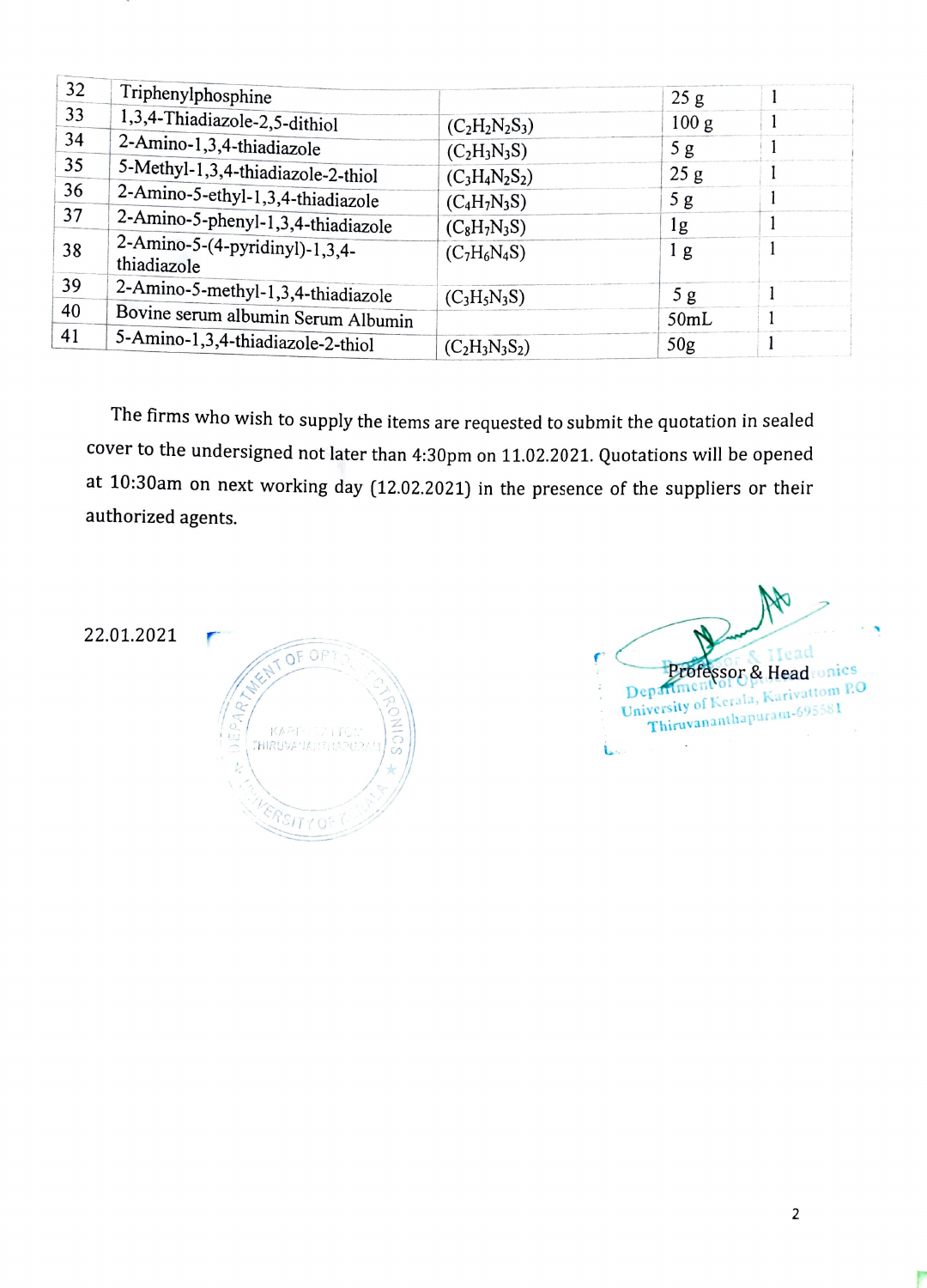| | | | | |
|---|---|---|---|---|
| 32 | Triphenylphosphine | | 25 g | 1 |
| 33 | 1,3,4-Thiadiazole-2,5-dithiol | ($C_2H_2N_2S_3$) | 100 g | 1 |
| 34 | 2-Amino-1,3,4-thiadiazole | ($C_2H_3N_3S$) | 5 g | 1 |
| 35 | 5-Methyl-1,3,4-thiadiazole-2-thiol | ($C_3H_4N_2S_2$) | 25 g | 1 |
| 36 | 2-Amino-5-ethyl-1,3,4-thiadiazole | ($C_4H_7N_3S$) | 5 g | 1 |
| 37 | 2-Amino-5-phenyl-1,3,4-thiadiazole | ($C_8H_7N_3S$) | 1g | 1 |
| 38 | 2-Amino-5-(4-pyridinyl)-1,3,4-thiadiazole | ($C_7H_6N_4S$) | 1 g | 1 |
| 39 | 2-Amino-5-methyl-1,3,4-thiadiazole | ($C_3H_5N_3S$) | 5 g | 1 |
| 40 | Bovine serum albumin Serum Albumin | | 50mL | 1 |
| 41 | 5-Amino-1,3,4-thiadiazole-2-thiol | ($C_2H_3N_3S_2$) | 50g | 1 |

The firms who wish to supply the items are requested to submit the quotation in sealed cover to the undersigned not later than 4:30pm on 11.02.2021. Quotations will be opened at 10:30am on next working day (12.02.2021) in the presence of the suppliers or their authorized agents.

22.01.2021

Professor & Head

Department of Optoelectronics
University of Kerala, Karivattom P.O
Thiruvananthapuram-695581